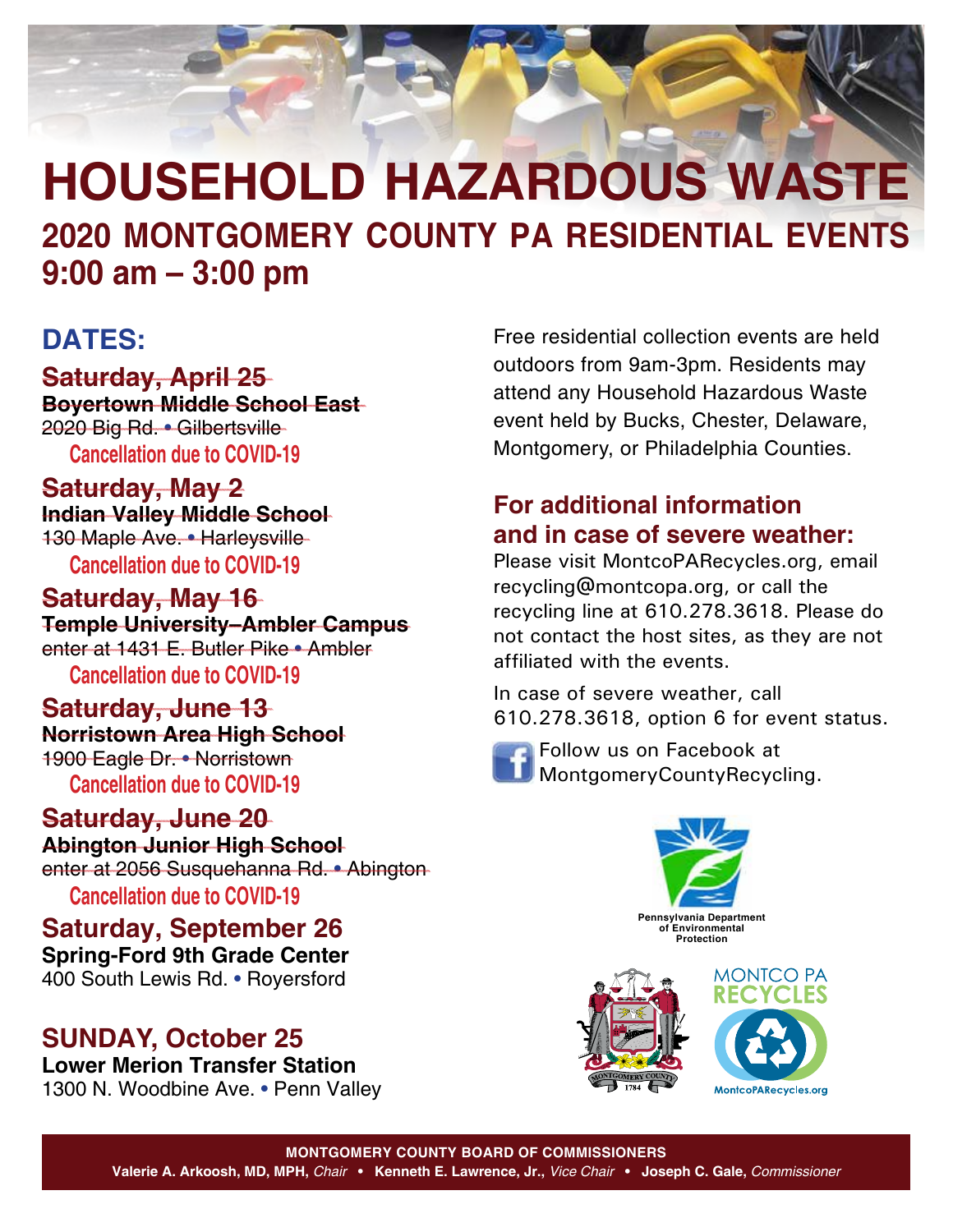# HOUSEHOLD HAZARDOUS WASTE

## 2020 MONTGOMERY COUNTY PA RESIDENTIAL EVENTS

## 9:00 am – 3:00 pm

## DATES:

~~**Saturday, April 25**~~
~~**Boyertown Middle School East**~~
~~2020 Big Rd. • Gilbertsville~~
**Cancellation due to COVID-19**

~~**Saturday, May 2**~~
~~**Indian Valley Middle School**~~
~~130 Maple Ave. • Harleysville~~
**Cancellation due to COVID-19**

~~**Saturday, May 16**~~
~~**Temple University–Ambler Campus**~~
~~enter at 1431 E. Butler Pike • Ambler~~
**Cancellation due to COVID-19**

~~**Saturday, June 13**~~
~~**Norristown Area High School**~~
~~1900 Eagle Dr. • Norristown~~
**Cancellation due to COVID-19**

~~**Saturday, June 20**~~
~~**Abington Junior High School**~~
~~enter at 2056 Susquehanna Rd. • Abington~~
**Cancellation due to COVID-19**

**Saturday, September 26**
**Spring-Ford 9th Grade Center**
400 South Lewis Rd. • Royersford

**SUNDAY, October 25**
**Lower Merion Transfer Station**
1300 N. Woodbine Ave. • Penn Valley

Free residential collection events are held outdoors from 9am-3pm. Residents may attend any Household Hazardous Waste event held by Bucks, Chester, Delaware, Montgomery, or Philadelphia Counties.

### For additional information and in case of severe weather:

Please visit MontcoPARecycles.org, email recycling@montcopa.org, or call the recycling line at 610.278.3618. Please do not contact the host sites, as they are not affiliated with the events.

In case of severe weather, call 610.278.3618, option 6 for event status.

Follow us on Facebook at MontgomeryCountyRecycling.

Pennsylvania Department of Environmental Protection

MONTCO PA RECYCLES
MontcoPARecycles.org

**MONTGOMERY COUNTY BOARD OF COMMISSIONERS**
**Valerie A. Arkoosh, MD, MPH,** *Chair* • **Kenneth E. Lawrence, Jr.,** *Vice Chair* • **Joseph C. Gale,** *Commissioner*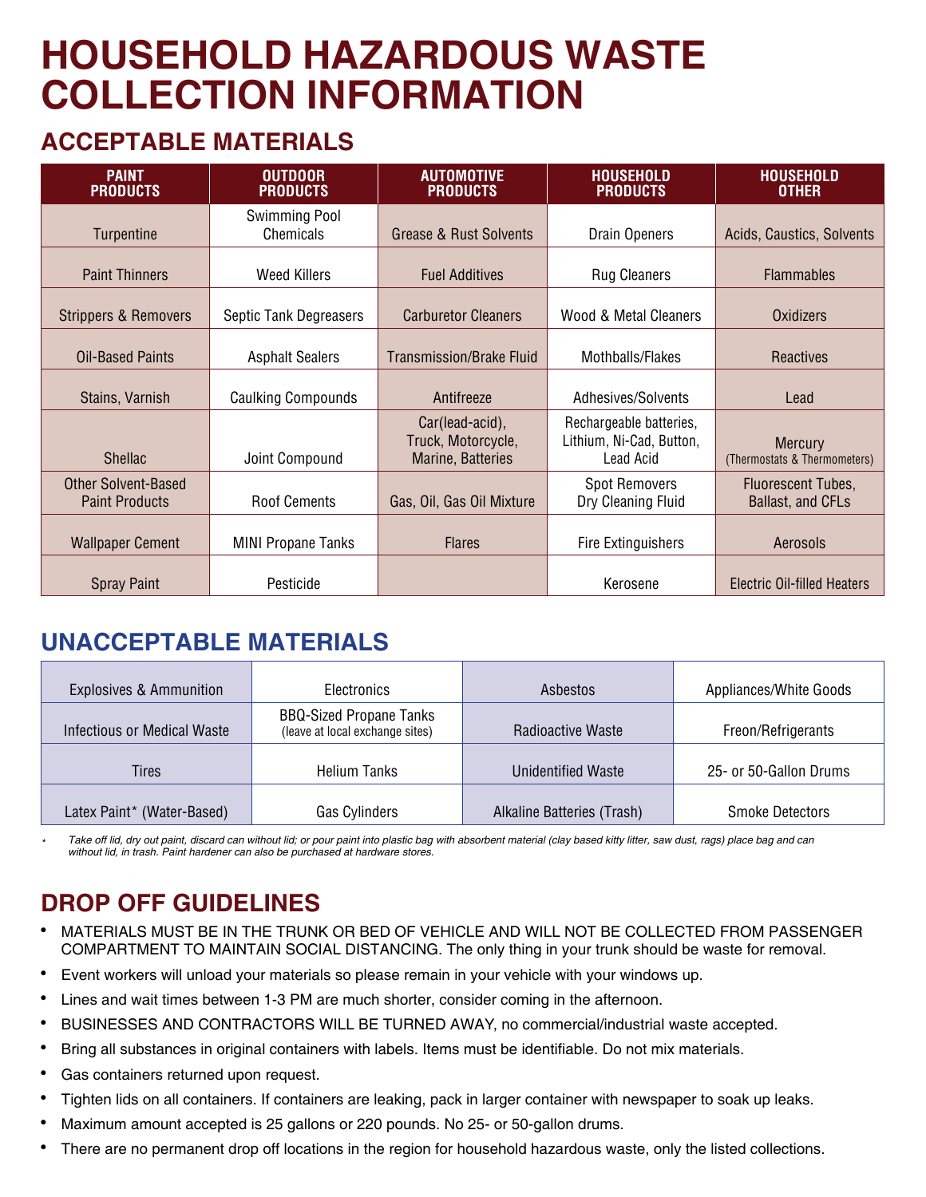# HOUSEHOLD HAZARDOUS WASTE COLLECTION INFORMATION

## ACCEPTABLE MATERIALS

| PAINT PRODUCTS | OUTDOOR PRODUCTS | AUTOMOTIVE PRODUCTS | HOUSEHOLD PRODUCTS | HOUSEHOLD OTHER |
|---|---|---|---|---|
| Turpentine | Swimming Pool Chemicals | Grease & Rust Solvents | Drain Openers | Acids, Caustics, Solvents |
| Paint Thinners | Weed Killers | Fuel Additives | Rug Cleaners | Flammables |
| Strippers & Removers | Septic Tank Degreasers | Carburetor Cleaners | Wood & Metal Cleaners | Oxidizers |
| Oil-Based Paints | Asphalt Sealers | Transmission/Brake Fluid | Mothballs/Flakes | Reactives |
| Stains, Varnish | Caulking Compounds | Antifreeze | Adhesives/Solvents | Lead |
| Shellac | Joint Compound | Car(lead-acid), Truck, Motorcycle, Marine, Batteries | Rechargeable batteries, Lithium, Ni-Cad, Button, Lead Acid | Mercury (Thermostats & Thermometers) |
| Other Solvent-Based Paint Products | Roof Cements | Gas, Oil, Gas Oil Mixture | Spot Removers Dry Cleaning Fluid | Fluorescent Tubes, Ballast, and CFLs |
| Wallpaper Cement | MINI Propane Tanks | Flares | Fire Extinguishers | Aerosols |
| Spray Paint | Pesticide | | Kerosene | Electric Oil-filled Heaters |

## UNACCEPTABLE MATERIALS

| | | | |
|---|---|---|---|
| Explosives & Ammunition | Electronics | Asbestos | Appliances/White Goods |
| Infectious or Medical Waste | BBQ-Sized Propane Tanks (leave at local exchange sites) | Radioactive Waste | Freon/Refrigerants |
| Tires | Helium Tanks | Unidentified Waste | 25- or 50-Gallon Drums |
| Latex Paint* (Water-Based) | Gas Cylinders | Alkaline Batteries (Trash) | Smoke Detectors |

\* *Take off lid, dry out paint, discard can without lid; or pour paint into plastic bag with absorbent material (clay based kitty litter, saw dust, rags) place bag and can without lid, in trash. Paint hardener can also be purchased at hardware stores.*

## DROP OFF GUIDELINES

- MATERIALS MUST BE IN THE TRUNK OR BED OF VEHICLE AND WILL NOT BE COLLECTED FROM PASSENGER COMPARTMENT TO MAINTAIN SOCIAL DISTANCING. The only thing in your trunk should be waste for removal.
- Event workers will unload your materials so please remain in your vehicle with your windows up.
- Lines and wait times between 1-3 PM are much shorter, consider coming in the afternoon.
- BUSINESSES AND CONTRACTORS WILL BE TURNED AWAY, no commercial/industrial waste accepted.
- Bring all substances in original containers with labels. Items must be identifiable. Do not mix materials.
- Gas containers returned upon request.
- Tighten lids on all containers. If containers are leaking, pack in larger container with newspaper to soak up leaks.
- Maximum amount accepted is 25 gallons or 220 pounds. No 25- or 50-gallon drums.
- There are no permanent drop off locations in the region for household hazardous waste, only the listed collections.